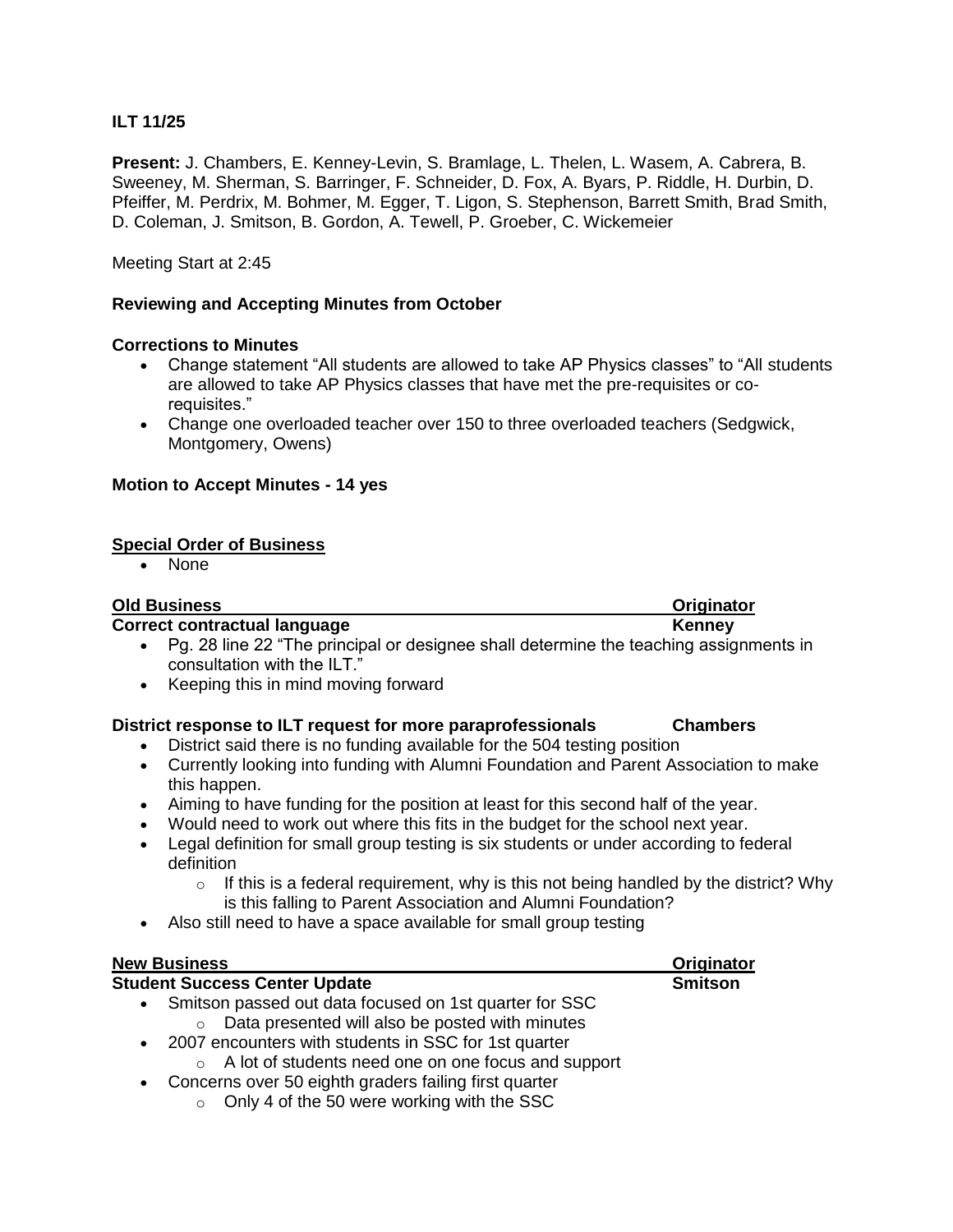**ILT 11/25**

**Present:** J. Chambers, E. Kenney-Levin, S. Bramlage, L. Thelen, L. Wasem, A. Cabrera, B. Sweeney, M. Sherman, S. Barringer, F. Schneider, D. Fox, A. Byars, P. Riddle, H. Durbin, D. Pfeiffer, M. Perdrix, M. Bohmer, M. Egger, T. Ligon, S. Stephenson, Barrett Smith, Brad Smith, D. Coleman, J. Smitson, B. Gordon, A. Tewell, P. Groeber, C. Wickemeier

Meeting Start at 2:45

**Reviewing and Accepting Minutes from October**

**Corrections to Minutes**

- Change statement "All students are allowed to take AP Physics classes" to "All students are allowed to take AP Physics classes that have met the pre-requisites or co-requisites."
- Change one overloaded teacher over 150 to three overloaded teachers (Sedgwick, Montgomery, Owens)

**Motion to Accept Minutes - 14 yes**

**Special Order of Business**

- None

**Old Business** — **Originator**

**Correct contractual language** — **Kenney**

- Pg. 28 line 22 "The principal or designee shall determine the teaching assignments in consultation with the ILT."
- Keeping this in mind moving forward

**District response to ILT request for more paraprofessionals** — **Chambers**

- District said there is no funding available for the 504 testing position
- Currently looking into funding with Alumni Foundation and Parent Association to make this happen.
- Aiming to have funding for the position at least for this second half of the year.
- Would need to work out where this fits in the budget for the school next year.
- Legal definition for small group testing is six students or under according to federal definition
  - If this is a federal requirement, why is this not being handled by the district? Why is this falling to Parent Association and Alumni Foundation?
- Also still need to have a space available for small group testing

**New Business** — **Originator**

**Student Success Center Update** — **Smitson**

- Smitson passed out data focused on 1st quarter for SSC
  - Data presented will also be posted with minutes
- 2007 encounters with students in SSC for 1st quarter
  - A lot of students need one on one focus and support
- Concerns over 50 eighth graders failing first quarter
  - Only 4 of the 50 were working with the SSC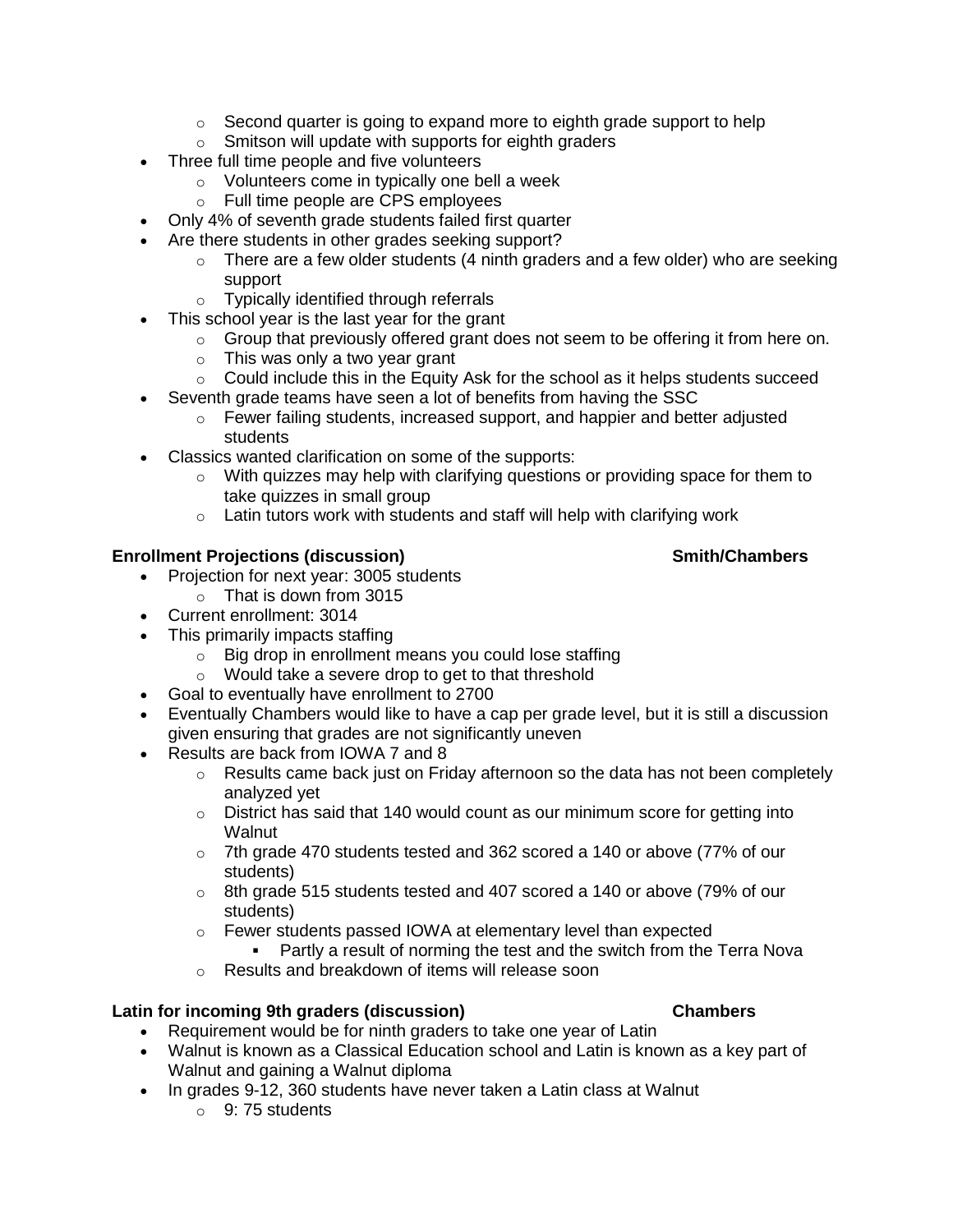- Second quarter is going to expand more to eighth grade support to help
  - Smitson will update with supports for eighth graders
- Three full time people and five volunteers
  - Volunteers come in typically one bell a week
  - Full time people are CPS employees
- Only 4% of seventh grade students failed first quarter
- Are there students in other grades seeking support?
  - There are a few older students (4 ninth graders and a few older) who are seeking support
  - Typically identified through referrals
- This school year is the last year for the grant
  - Group that previously offered grant does not seem to be offering it from here on.
  - This was only a two year grant
  - Could include this in the Equity Ask for the school as it helps students succeed
- Seventh grade teams have seen a lot of benefits from having the SSC
  - Fewer failing students, increased support, and happier and better adjusted students
- Classics wanted clarification on some of the supports:
  - With quizzes may help with clarifying questions or providing space for them to take quizzes in small group
  - Latin tutors work with students and staff will help with clarifying work

**Enrollment Projections (discussion)** **Smith/Chambers**

- Projection for next year: 3005 students
  - That is down from 3015
- Current enrollment: 3014
- This primarily impacts staffing
  - Big drop in enrollment means you could lose staffing
  - Would take a severe drop to get to that threshold
- Goal to eventually have enrollment to 2700
- Eventually Chambers would like to have a cap per grade level, but it is still a discussion given ensuring that grades are not significantly uneven
- Results are back from IOWA 7 and 8
  - Results came back just on Friday afternoon so the data has not been completely analyzed yet
  - District has said that 140 would count as our minimum score for getting into Walnut
  - 7th grade 470 students tested and 362 scored a 140 or above (77% of our students)
  - 8th grade 515 students tested and 407 scored a 140 or above (79% of our students)
  - Fewer students passed IOWA at elementary level than expected
    - Partly a result of norming the test and the switch from the Terra Nova
  - Results and breakdown of items will release soon

**Latin for incoming 9th graders (discussion)** **Chambers**

- Requirement would be for ninth graders to take one year of Latin
- Walnut is known as a Classical Education school and Latin is known as a key part of Walnut and gaining a Walnut diploma
- In grades 9-12, 360 students have never taken a Latin class at Walnut
  - 9: 75 students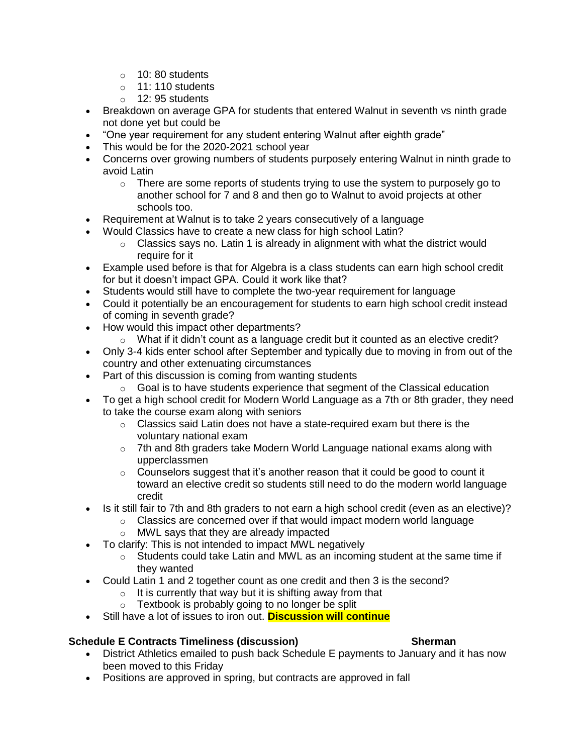- 10: 80 students
  - 11: 110 students
  - 12: 95 students
- Breakdown on average GPA for students that entered Walnut in seventh vs ninth grade not done yet but could be
- "One year requirement for any student entering Walnut after eighth grade"
- This would be for the 2020-2021 school year
- Concerns over growing numbers of students purposely entering Walnut in ninth grade to avoid Latin
  - There are some reports of students trying to use the system to purposely go to another school for 7 and 8 and then go to Walnut to avoid projects at other schools too.
- Requirement at Walnut is to take 2 years consecutively of a language
- Would Classics have to create a new class for high school Latin?
  - Classics says no. Latin 1 is already in alignment with what the district would require for it
- Example used before is that for Algebra is a class students can earn high school credit for but it doesn't impact GPA. Could it work like that?
- Students would still have to complete the two-year requirement for language
- Could it potentially be an encouragement for students to earn high school credit instead of coming in seventh grade?
- How would this impact other departments?
  - What if it didn't count as a language credit but it counted as an elective credit?
- Only 3-4 kids enter school after September and typically due to moving in from out of the country and other extenuating circumstances
- Part of this discussion is coming from wanting students
  - Goal is to have students experience that segment of the Classical education
- To get a high school credit for Modern World Language as a 7th or 8th grader, they need to take the course exam along with seniors
  - Classics said Latin does not have a state-required exam but there is the voluntary national exam
  - 7th and 8th graders take Modern World Language national exams along with upperclassmen
  - Counselors suggest that it's another reason that it could be good to count it toward an elective credit so students still need to do the modern world language credit
- Is it still fair to 7th and 8th graders to not earn a high school credit (even as an elective)?
  - Classics are concerned over if that would impact modern world language
  - MWL says that they are already impacted
- To clarify: This is not intended to impact MWL negatively
  - Students could take Latin and MWL as an incoming student at the same time if they wanted
- Could Latin 1 and 2 together count as one credit and then 3 is the second?
  - It is currently that way but it is shifting away from that
  - Textbook is probably going to no longer be split
- Still have a lot of issues to iron out. **Discussion will continue**

**Schedule E Contracts Timeliness (discussion) — Sherman**

- District Athletics emailed to push back Schedule E payments to January and it has now been moved to this Friday
- Positions are approved in spring, but contracts are approved in fall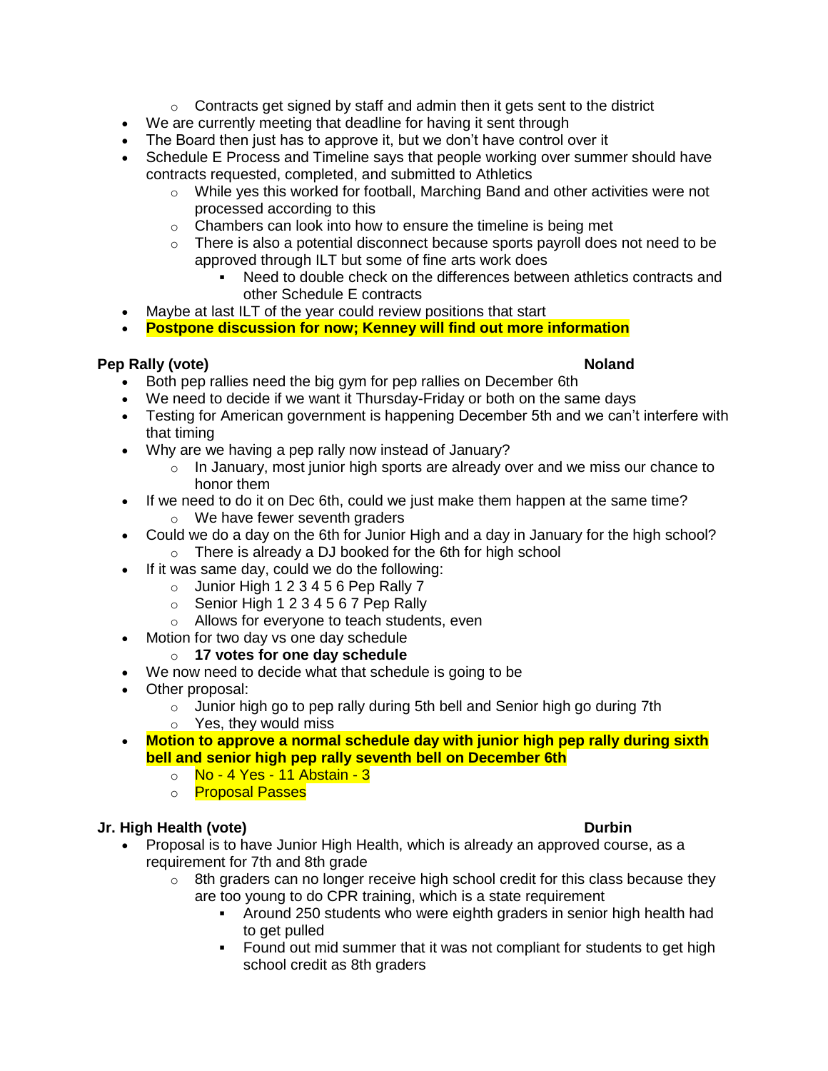- Contracts get signed by staff and admin then it gets sent to the district
- We are currently meeting that deadline for having it sent through
- The Board then just has to approve it, but we don't have control over it
- Schedule E Process and Timeline says that people working over summer should have contracts requested, completed, and submitted to Athletics
    - While yes this worked for football, Marching Band and other activities were not processed according to this
    - Chambers can look into how to ensure the timeline is being met
    - There is also a potential disconnect because sports payroll does not need to be approved through ILT but some of fine arts work does
        - Need to double check on the differences between athletics contracts and other Schedule E contracts
- Maybe at last ILT of the year could review positions that start
- **Postpone discussion for now; Kenney will find out more information**

**Pep Rally (vote)** **Noland**

- Both pep rallies need the big gym for pep rallies on December 6th
- We need to decide if we want it Thursday-Friday or both on the same days
- Testing for American government is happening December 5th and we can't interfere with that timing
- Why are we having a pep rally now instead of January?
    - In January, most junior high sports are already over and we miss our chance to honor them
- If we need to do it on Dec 6th, could we just make them happen at the same time?
    - We have fewer seventh graders
- Could we do a day on the 6th for Junior High and a day in January for the high school?
    - There is already a DJ booked for the 6th for high school
- If it was same day, could we do the following:
    - Junior High 1 2 3 4 5 6 Pep Rally 7
    - Senior High 1 2 3 4 5 6 7 Pep Rally
    - Allows for everyone to teach students, even
- Motion for two day vs one day schedule
    - **17 votes for one day schedule**
- We now need to decide what that schedule is going to be
- Other proposal:
    - Junior high go to pep rally during 5th bell and Senior high go during 7th
    - Yes, they would miss
- **Motion to approve a normal schedule day with junior high pep rally during sixth bell and senior high pep rally seventh bell on December 6th**
    - No - 4 Yes - 11 Abstain - 3
    - Proposal Passes

**Jr. High Health (vote)** **Durbin**

- Proposal is to have Junior High Health, which is already an approved course, as a requirement for 7th and 8th grade
    - 8th graders can no longer receive high school credit for this class because they are too young to do CPR training, which is a state requirement
        - Around 250 students who were eighth graders in senior high health had to get pulled
        - Found out mid summer that it was not compliant for students to get high school credit as 8th graders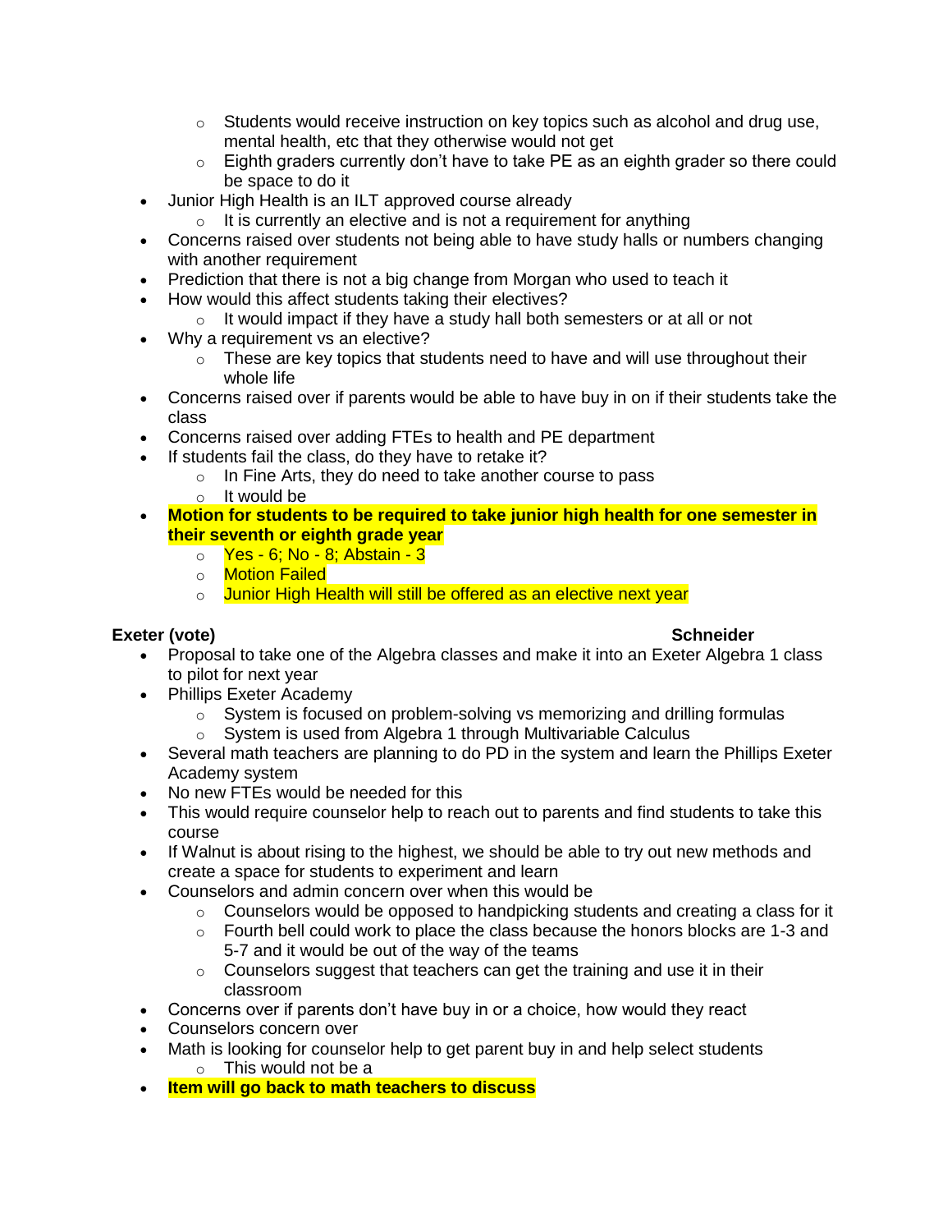- Students would receive instruction on key topics such as alcohol and drug use, mental health, etc that they otherwise would not get
    - Eighth graders currently don't have to take PE as an eighth grader so there could be space to do it
- Junior High Health is an ILT approved course already
    - It is currently an elective and is not a requirement for anything
- Concerns raised over students not being able to have study halls or numbers changing with another requirement
- Prediction that there is not a big change from Morgan who used to teach it
- How would this affect students taking their electives?
    - It would impact if they have a study hall both semesters or at all or not
- Why a requirement vs an elective?
    - These are key topics that students need to have and will use throughout their whole life
- Concerns raised over if parents would be able to have buy in on if their students take the class
- Concerns raised over adding FTEs to health and PE department
- If students fail the class, do they have to retake it?
    - In Fine Arts, they do need to take another course to pass
    - It would be
- **Motion for students to be required to take junior high health for one semester in their seventh or eighth grade year**
    - Yes - 6; No - 8; Abstain - 3
    - Motion Failed
    - Junior High Health will still be offered as an elective next year

**Exeter (vote)** **Schneider**

- Proposal to take one of the Algebra classes and make it into an Exeter Algebra 1 class to pilot for next year
- Phillips Exeter Academy
    - System is focused on problem-solving vs memorizing and drilling formulas
    - System is used from Algebra 1 through Multivariable Calculus
- Several math teachers are planning to do PD in the system and learn the Phillips Exeter Academy system
- No new FTEs would be needed for this
- This would require counselor help to reach out to parents and find students to take this course
- If Walnut is about rising to the highest, we should be able to try out new methods and create a space for students to experiment and learn
- Counselors and admin concern over when this would be
    - Counselors would be opposed to handpicking students and creating a class for it
    - Fourth bell could work to place the class because the honors blocks are 1-3 and 5-7 and it would be out of the way of the teams
    - Counselors suggest that teachers can get the training and use it in their classroom
- Concerns over if parents don't have buy in or a choice, how would they react
- Counselors concern over
- Math is looking for counselor help to get parent buy in and help select students
    - This would not be a
- **Item will go back to math teachers to discuss**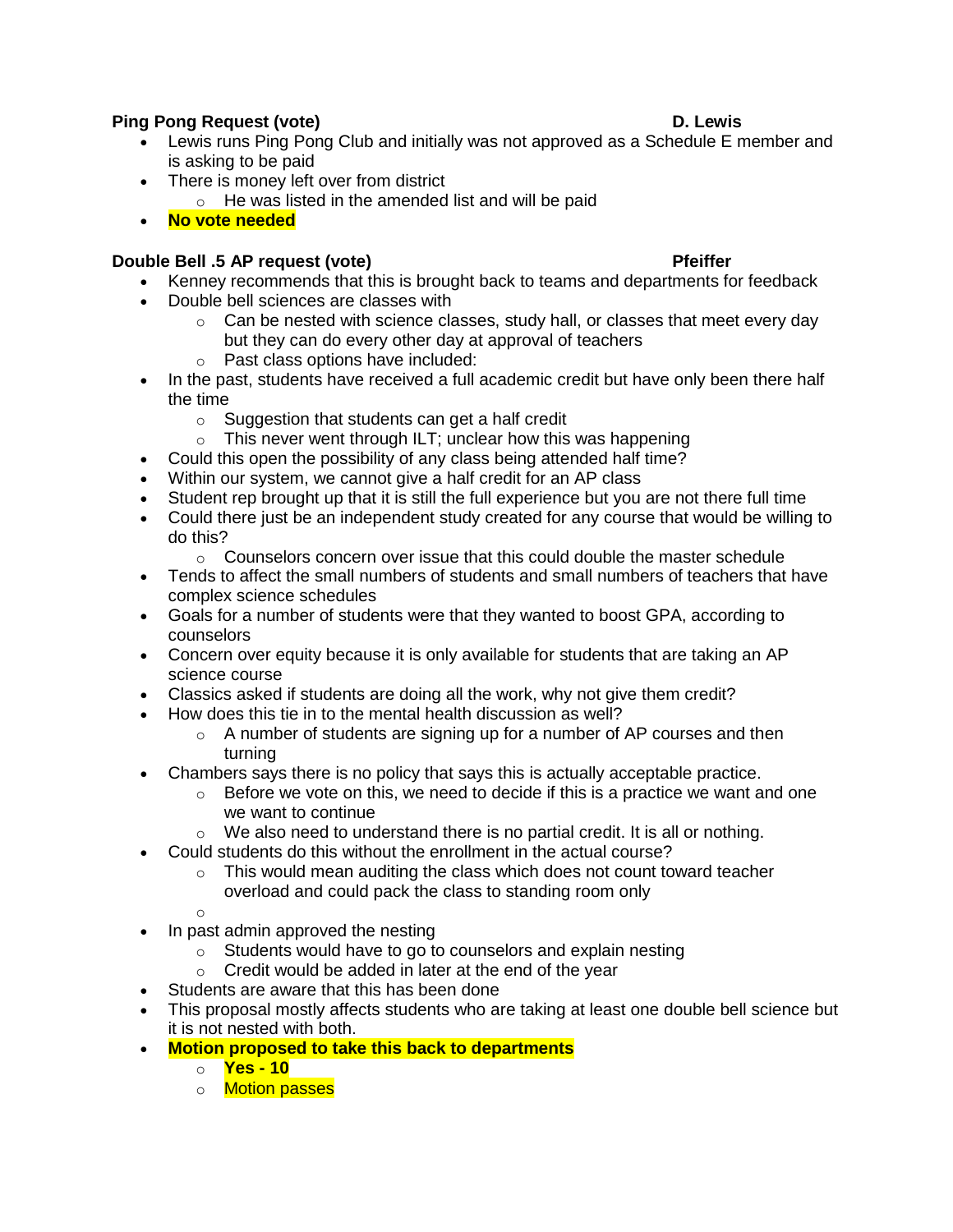**Ping Pong Request (vote)** **D. Lewis**

- Lewis runs Ping Pong Club and initially was not approved as a Schedule E member and is asking to be paid
- There is money left over from district
  - He was listed in the amended list and will be paid
- **No vote needed**

**Double Bell .5 AP request (vote)** **Pfeiffer**

- Kenney recommends that this is brought back to teams and departments for feedback
- Double bell sciences are classes with
  - Can be nested with science classes, study hall, or classes that meet every day but they can do every other day at approval of teachers
  - Past class options have included:
- In the past, students have received a full academic credit but have only been there half the time
  - Suggestion that students can get a half credit
  - This never went through ILT; unclear how this was happening
- Could this open the possibility of any class being attended half time?
- Within our system, we cannot give a half credit for an AP class
- Student rep brought up that it is still the full experience but you are not there full time
- Could there just be an independent study created for any course that would be willing to do this?
  - Counselors concern over issue that this could double the master schedule
- Tends to affect the small numbers of students and small numbers of teachers that have complex science schedules
- Goals for a number of students were that they wanted to boost GPA, according to counselors
- Concern over equity because it is only available for students that are taking an AP science course
- Classics asked if students are doing all the work, why not give them credit?
- How does this tie in to the mental health discussion as well?
  - A number of students are signing up for a number of AP courses and then turning
- Chambers says there is no policy that says this is actually acceptable practice.
  - Before we vote on this, we need to decide if this is a practice we want and one we want to continue
  - We also need to understand there is no partial credit. It is all or nothing.
- Could students do this without the enrollment in the actual course?
  - This would mean auditing the class which does not count toward teacher overload and could pack the class to standing room only
  - 
- In past admin approved the nesting
  - Students would have to go to counselors and explain nesting
  - Credit would be added in later at the end of the year
- Students are aware that this has been done
- This proposal mostly affects students who are taking at least one double bell science but it is not nested with both.
- **Motion proposed to take this back to departments**
  - **Yes - 10**
  - Motion passes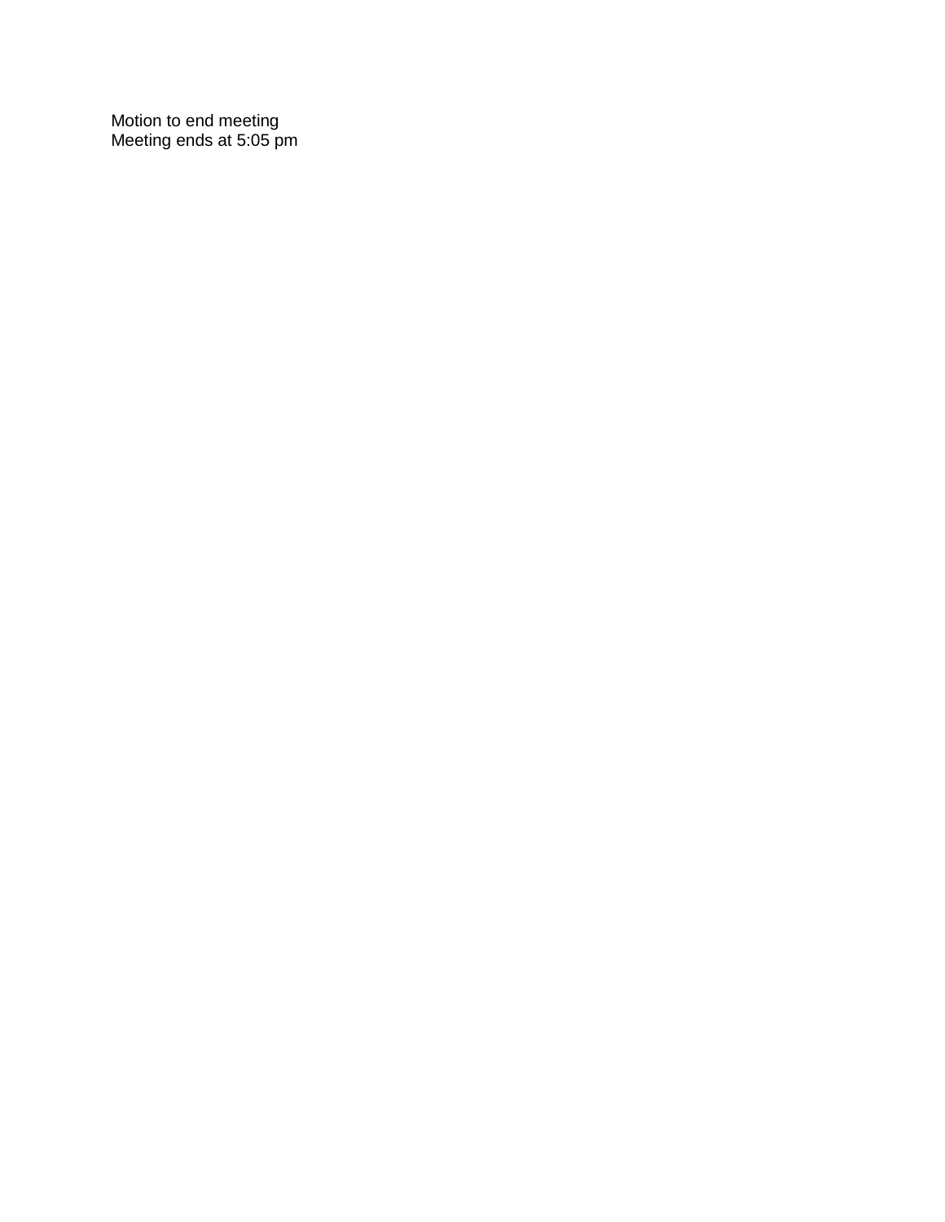Motion to end meeting
Meeting ends at 5:05 pm